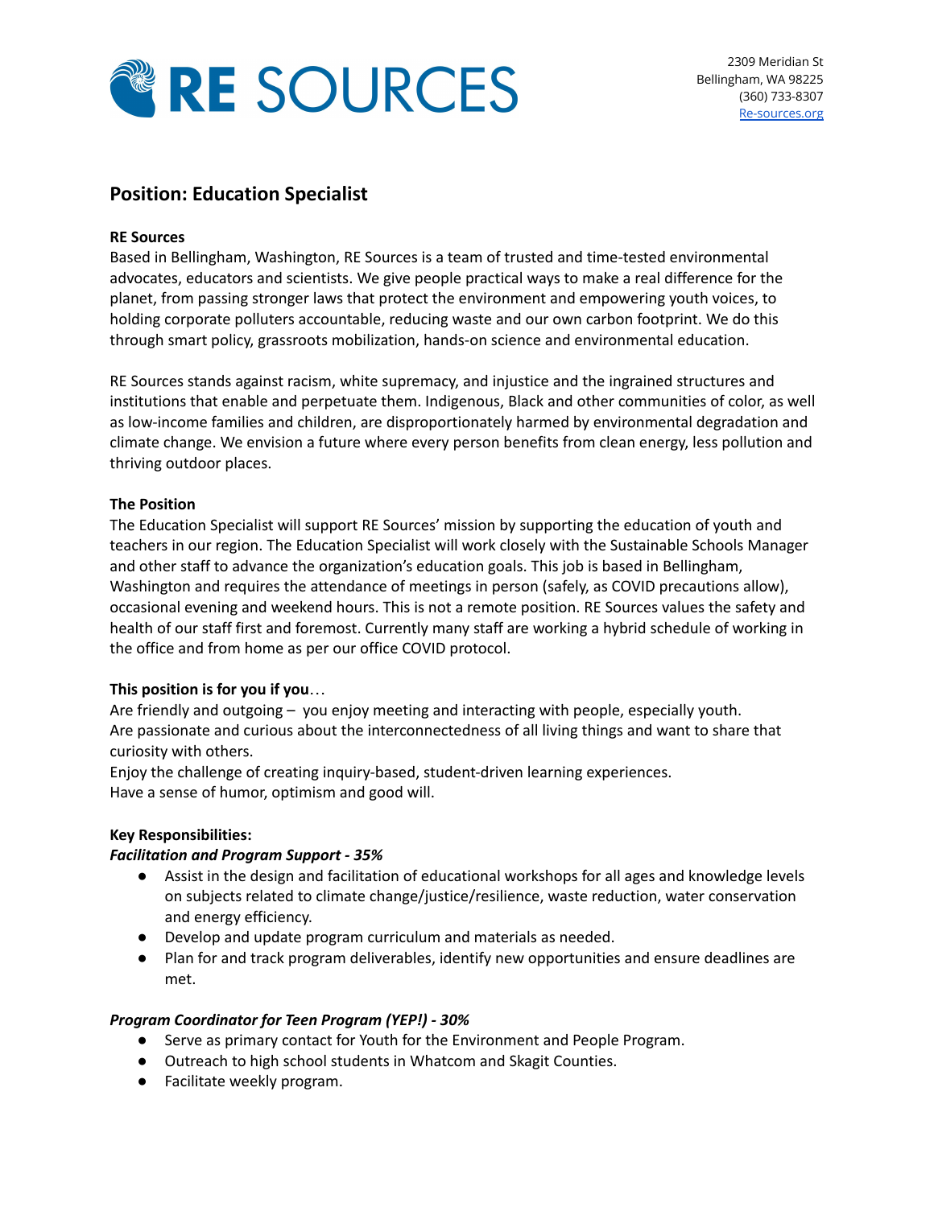# RE SOURCES

2309 Meridian St
Bellingham, WA 98225
(360) 733-8307
Re-sources.org

## Position: Education Specialist

**RE Sources**

Based in Bellingham, Washington, RE Sources is a team of trusted and time-tested environmental advocates, educators and scientists. We give people practical ways to make a real difference for the planet, from passing stronger laws that protect the environment and empowering youth voices, to holding corporate polluters accountable, reducing waste and our own carbon footprint. We do this through smart policy, grassroots mobilization, hands-on science and environmental education.

RE Sources stands against racism, white supremacy, and injustice and the ingrained structures and institutions that enable and perpetuate them. Indigenous, Black and other communities of color, as well as low-income families and children, are disproportionately harmed by environmental degradation and climate change. We envision a future where every person benefits from clean energy, less pollution and thriving outdoor places.

**The Position**

The Education Specialist will support RE Sources' mission by supporting the education of youth and teachers in our region. The Education Specialist will work closely with the Sustainable Schools Manager and other staff to advance the organization's education goals. This job is based in Bellingham, Washington and requires the attendance of meetings in person (safely, as COVID precautions allow), occasional evening and weekend hours. This is not a remote position. RE Sources values the safety and health of our staff first and foremost. Currently many staff are working a hybrid schedule of working in the office and from home as per our office COVID protocol.

**This position is for you if you**…

Are friendly and outgoing – you enjoy meeting and interacting with people, especially youth.
Are passionate and curious about the interconnectedness of all living things and want to share that curiosity with others.
Enjoy the challenge of creating inquiry-based, student-driven learning experiences.
Have a sense of humor, optimism and good will.

**Key Responsibilities:**

***Facilitation and Program Support - 35%***

- Assist in the design and facilitation of educational workshops for all ages and knowledge levels on subjects related to climate change/justice/resilience, waste reduction, water conservation and energy efficiency.
- Develop and update program curriculum and materials as needed.
- Plan for and track program deliverables, identify new opportunities and ensure deadlines are met.

***Program Coordinator for Teen Program (YEP!) - 30%***

- Serve as primary contact for Youth for the Environment and People Program.
- Outreach to high school students in Whatcom and Skagit Counties.
- Facilitate weekly program.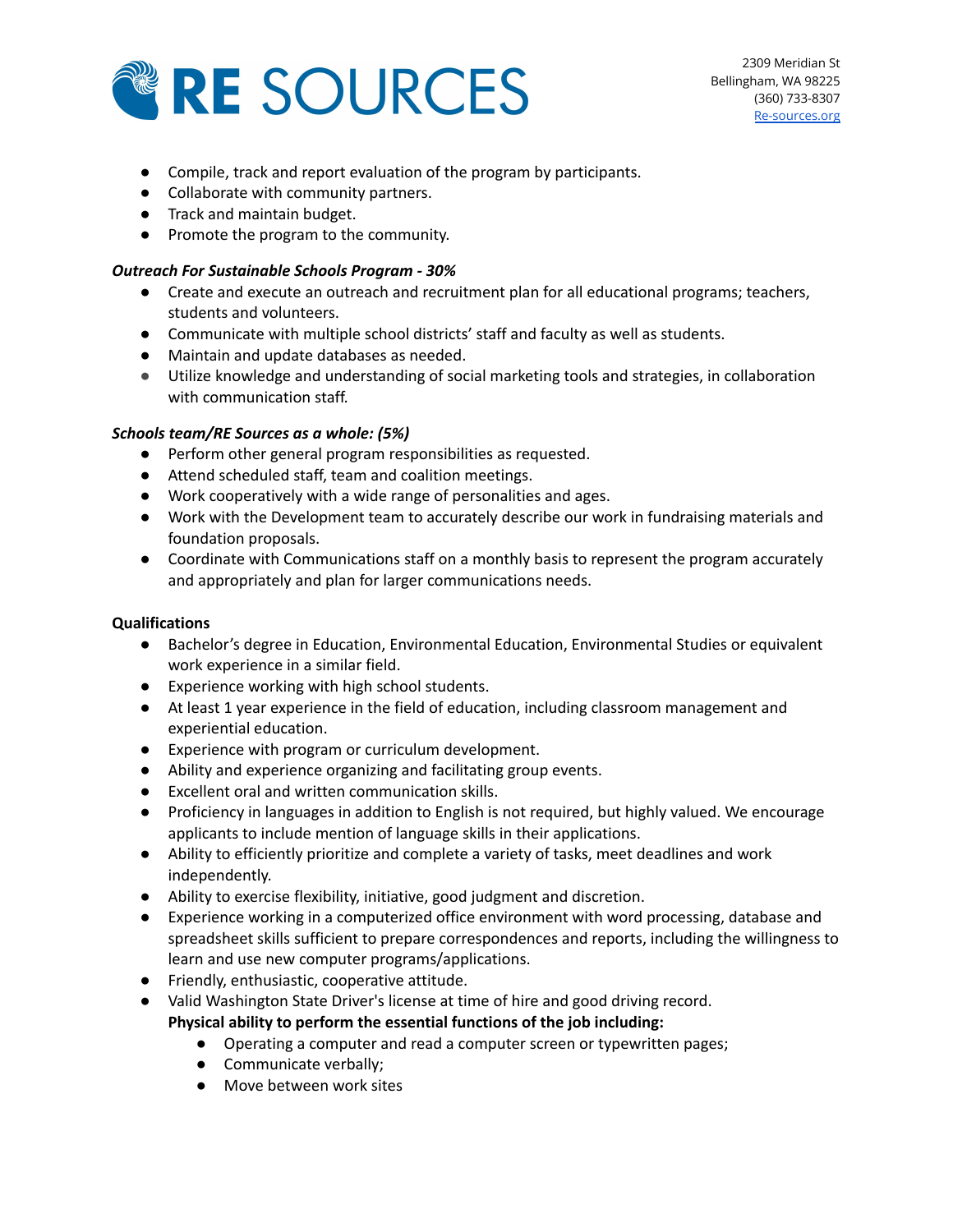- Compile, track and report evaluation of the program by participants.
- Collaborate with community partners.
- Track and maintain budget.
- Promote the program to the community.

***Outreach For Sustainable Schools Program - 30%***

- Create and execute an outreach and recruitment plan for all educational programs; teachers, students and volunteers.
- Communicate with multiple school districts' staff and faculty as well as students.
- Maintain and update databases as needed.
- Utilize knowledge and understanding of social marketing tools and strategies, in collaboration with communication staff.

***Schools team/RE Sources as a whole: (5%)***

- Perform other general program responsibilities as requested.
- Attend scheduled staff, team and coalition meetings.
- Work cooperatively with a wide range of personalities and ages.
- Work with the Development team to accurately describe our work in fundraising materials and foundation proposals.
- Coordinate with Communications staff on a monthly basis to represent the program accurately and appropriately and plan for larger communications needs.

**Qualifications**

- Bachelor's degree in Education, Environmental Education, Environmental Studies or equivalent work experience in a similar field.
- Experience working with high school students.
- At least 1 year experience in the field of education, including classroom management and experiential education.
- Experience with program or curriculum development.
- Ability and experience organizing and facilitating group events.
- Excellent oral and written communication skills.
- Proficiency in languages in addition to English is not required, but highly valued. We encourage applicants to include mention of language skills in their applications.
- Ability to efficiently prioritize and complete a variety of tasks, meet deadlines and work independently.
- Ability to exercise flexibility, initiative, good judgment and discretion.
- Experience working in a computerized office environment with word processing, database and spreadsheet skills sufficient to prepare correspondences and reports, including the willingness to learn and use new computer programs/applications.
- Friendly, enthusiastic, cooperative attitude.
- Valid Washington State Driver's license at time of hire and good driving record.

  **Physical ability to perform the essential functions of the job including:**
  - Operating a computer and read a computer screen or typewritten pages;
  - Communicate verbally;
  - Move between work sites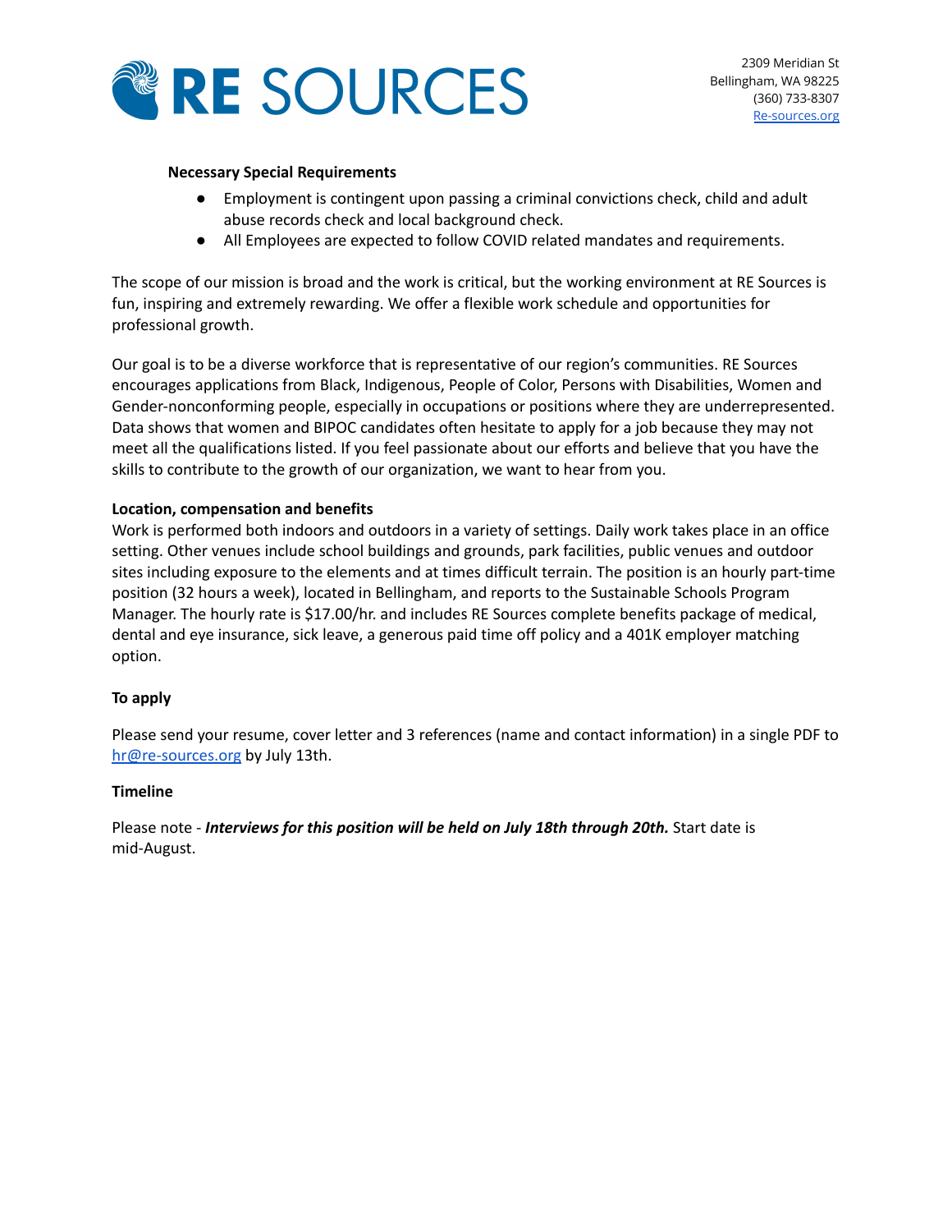**Necessary Special Requirements**

- Employment is contingent upon passing a criminal convictions check, child and adult abuse records check and local background check.
- All Employees are expected to follow COVID related mandates and requirements.

The scope of our mission is broad and the work is critical, but the working environment at RE Sources is fun, inspiring and extremely rewarding. We offer a flexible work schedule and opportunities for professional growth.

Our goal is to be a diverse workforce that is representative of our region's communities. RE Sources encourages applications from Black, Indigenous, People of Color, Persons with Disabilities, Women and Gender-nonconforming people, especially in occupations or positions where they are underrepresented. Data shows that women and BIPOC candidates often hesitate to apply for a job because they may not meet all the qualifications listed. If you feel passionate about our efforts and believe that you have the skills to contribute to the growth of our organization, we want to hear from you.

**Location, compensation and benefits**

Work is performed both indoors and outdoors in a variety of settings. Daily work takes place in an office setting. Other venues include school buildings and grounds, park facilities, public venues and outdoor sites including exposure to the elements and at times difficult terrain. The position is an hourly part-time position (32 hours a week), located in Bellingham, and reports to the Sustainable Schools Program Manager. The hourly rate is $17.00/hr. and includes RE Sources complete benefits package of medical, dental and eye insurance, sick leave, a generous paid time off policy and a 401K employer matching option.

**To apply**

Please send your resume, cover letter and 3 references (name and contact information) in a single PDF to hr@re-sources.org by July 13th.

**Timeline**

Please note - ***Interviews for this position will be held on July 18th through 20th.*** Start date is mid-August.